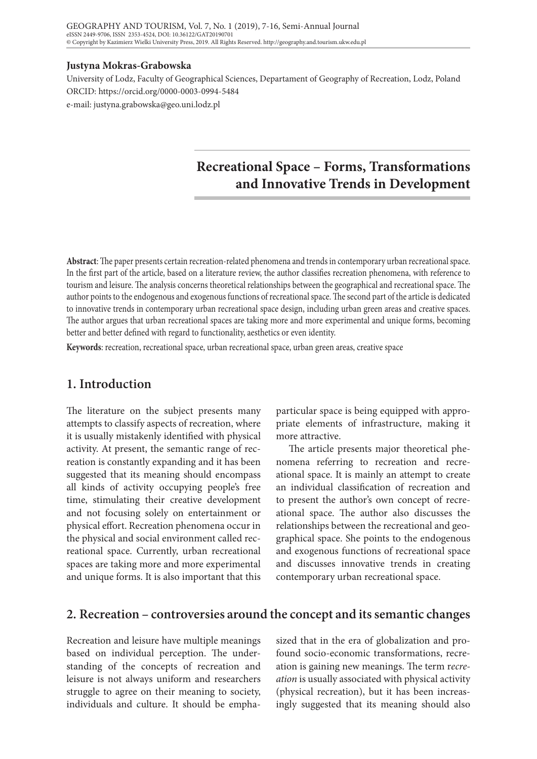**Justyna Mokras-Grabowska**

University of Lodz, Faculty of Geographical Sciences, Departament of Geography of Recreation, Lodz, Poland
ORCID: https://orcid.org/0000-0003-0994-5484
e-mail: justyna.grabowska@geo.uni.lodz.pl

# Recreational Space – Forms, Transformations and Innovative Trends in Development

**Abstract**: The paper presents certain recreation-related phenomena and trends in contemporary urban recreational space. In the first part of the article, based on a literature review, the author classifies recreation phenomena, with reference to tourism and leisure. The analysis concerns theoretical relationships between the geographical and recreational space. The author points to the endogenous and exogenous functions of recreational space. The second part of the article is dedicated to innovative trends in contemporary urban recreational space design, including urban green areas and creative spaces. The author argues that urban recreational spaces are taking more and more experimental and unique forms, becoming better and better defined with regard to functionality, aesthetics or even identity.

**Keywords**: recreation, recreational space, urban recreational space, urban green areas, creative space

## 1. Introduction

The literature on the subject presents many attempts to classify aspects of recreation, where it is usually mistakenly identified with physical activity. At present, the semantic range of recreation is constantly expanding and it has been suggested that its meaning should encompass all kinds of activity occupying people's free time, stimulating their creative development and not focusing solely on entertainment or physical effort. Recreation phenomena occur in the physical and social environment called recreational space. Currently, urban recreational spaces are taking more and more experimental and unique forms. It is also important that this particular space is being equipped with appropriate elements of infrastructure, making it more attractive.

The article presents major theoretical phenomena referring to recreation and recreational space. It is mainly an attempt to create an individual classification of recreation and to present the author's own concept of recreational space. The author also discusses the relationships between the recreational and geographical space. She points to the endogenous and exogenous functions of recreational space and discusses innovative trends in creating contemporary urban recreational space.

## 2. Recreation – controversies around the concept and its semantic changes

Recreation and leisure have multiple meanings based on individual perception. The understanding of the concepts of recreation and leisure is not always uniform and researchers struggle to agree on their meaning to society, individuals and culture. It should be emphasized that in the era of globalization and profound socio-economic transformations, recreation is gaining new meanings. The term r*ecreation* is usually associated with physical activity (physical recreation), but it has been increasingly suggested that its meaning should also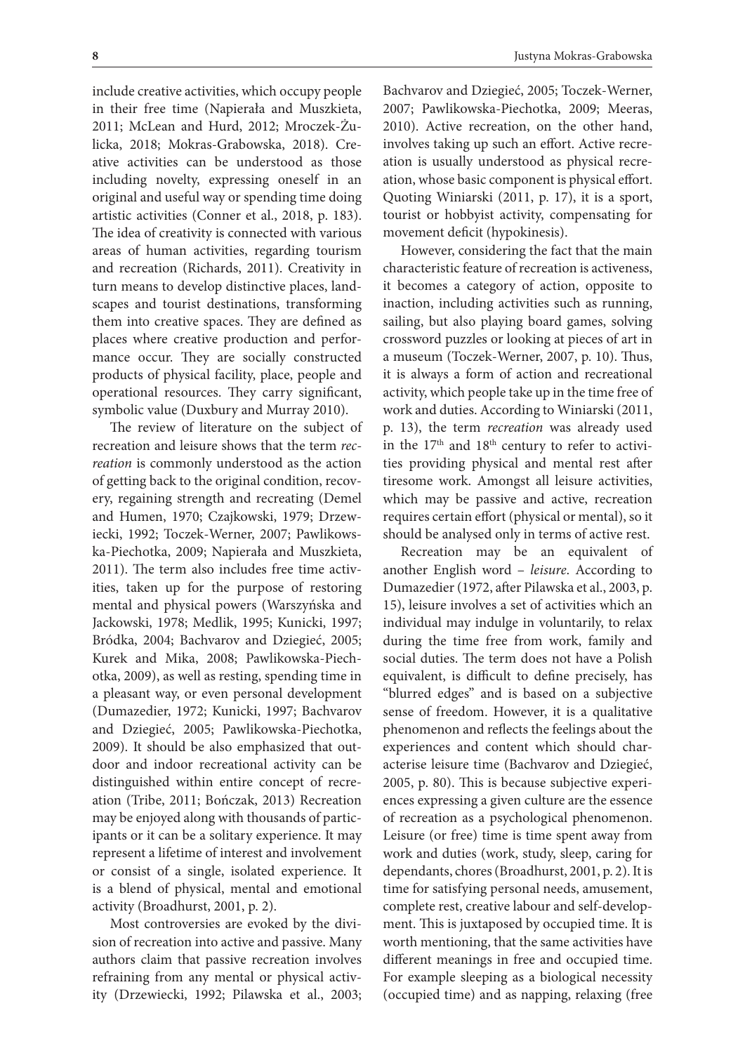include creative activities, which occupy people in their free time (Napierała and Muszkieta, 2011; McLean and Hurd, 2012; Mroczek-Żulicka, 2018; Mokras-Grabowska, 2018). Creative activities can be understood as those including novelty, expressing oneself in an original and useful way or spending time doing artistic activities (Conner et al., 2018, p. 183). The idea of creativity is connected with various areas of human activities, regarding tourism and recreation (Richards, 2011). Creativity in turn means to develop distinctive places, landscapes and tourist destinations, transforming them into creative spaces. They are defined as places where creative production and performance occur. They are socially constructed products of physical facility, place, people and operational resources. They carry significant, symbolic value (Duxbury and Murray 2010).

The review of literature on the subject of recreation and leisure shows that the term *recreation* is commonly understood as the action of getting back to the original condition, recovery, regaining strength and recreating (Demel and Humen, 1970; Czajkowski, 1979; Drzewiecki, 1992; Toczek-Werner, 2007; Pawlikowska-Piechotka, 2009; Napierała and Muszkieta, 2011). The term also includes free time activities, taken up for the purpose of restoring mental and physical powers (Warszyńska and Jackowski, 1978; Medlik, 1995; Kunicki, 1997; Bródka, 2004; Bachvarov and Dziegieć, 2005; Kurek and Mika, 2008; Pawlikowska-Piechotka, 2009), as well as resting, spending time in a pleasant way, or even personal development (Dumazedier, 1972; Kunicki, 1997; Bachvarov and Dziegieć, 2005; Pawlikowska-Piechotka, 2009). It should be also emphasized that outdoor and indoor recreational activity can be distinguished within entire concept of recreation (Tribe, 2011; Bończak, 2013) Recreation may be enjoyed along with thousands of participants or it can be a solitary experience. It may represent a lifetime of interest and involvement or consist of a single, isolated experience. It is a blend of physical, mental and emotional activity (Broadhurst, 2001, p. 2).

Most controversies are evoked by the division of recreation into active and passive. Many authors claim that passive recreation involves refraining from any mental or physical activity (Drzewiecki, 1992; Pilawska et al., 2003; Bachvarov and Dziegieć, 2005; Toczek-Werner, 2007; Pawlikowska-Piechotka, 2009; Meeras, 2010). Active recreation, on the other hand, involves taking up such an effort. Active recreation is usually understood as physical recreation, whose basic component is physical effort. Quoting Winiarski (2011, p. 17), it is a sport, tourist or hobbyist activity, compensating for movement deficit (hypokinesis).

However, considering the fact that the main characteristic feature of recreation is activeness, it becomes a category of action, opposite to inaction, including activities such as running, sailing, but also playing board games, solving crossword puzzles or looking at pieces of art in a museum (Toczek-Werner, 2007, p. 10). Thus, it is always a form of action and recreational activity, which people take up in the time free of work and duties. According to Winiarski (2011, p. 13), the term *recreation* was already used in the 17th and 18th century to refer to activities providing physical and mental rest after tiresome work. Amongst all leisure activities, which may be passive and active, recreation requires certain effort (physical or mental), so it should be analysed only in terms of active rest.

Recreation may be an equivalent of another English word – *leisure*. According to Dumazedier (1972, after Pilawska et al., 2003, p. 15), leisure involves a set of activities which an individual may indulge in voluntarily, to relax during the time free from work, family and social duties. The term does not have a Polish equivalent, is difficult to define precisely, has "blurred edges" and is based on a subjective sense of freedom. However, it is a qualitative phenomenon and reflects the feelings about the experiences and content which should characterise leisure time (Bachvarov and Dziegieć, 2005, p. 80). This is because subjective experiences expressing a given culture are the essence of recreation as a psychological phenomenon. Leisure (or free) time is time spent away from work and duties (work, study, sleep, caring for dependants, chores (Broadhurst, 2001, p. 2). It is time for satisfying personal needs, amusement, complete rest, creative labour and self-development. This is juxtaposed by occupied time. It is worth mentioning, that the same activities have different meanings in free and occupied time. For example sleeping as a biological necessity (occupied time) and as napping, relaxing (free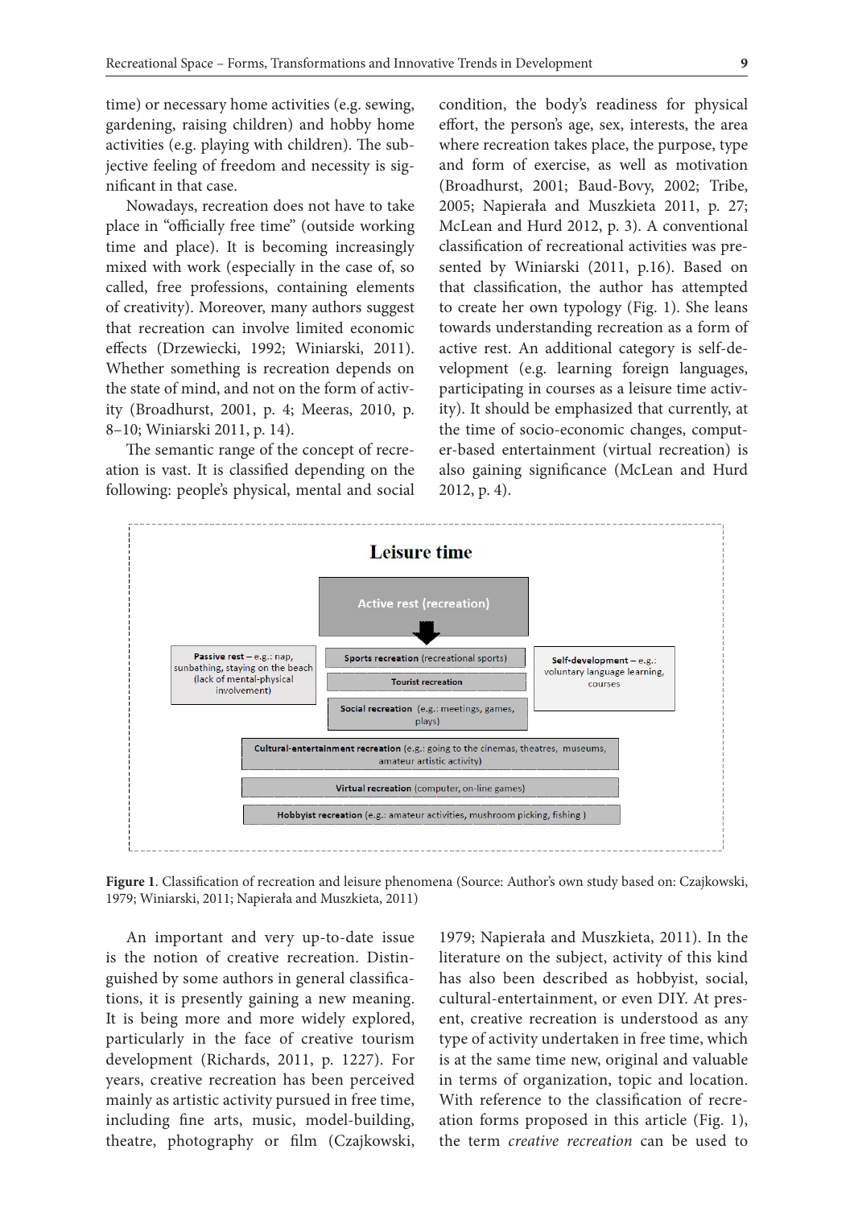time) or necessary home activities (e.g. sewing, gardening, raising children) and hobby home activities (e.g. playing with children). The subjective feeling of freedom and necessity is significant in that case.

Nowadays, recreation does not have to take place in "officially free time" (outside working time and place). It is becoming increasingly mixed with work (especially in the case of, so called, free professions, containing elements of creativity). Moreover, many authors suggest that recreation can involve limited economic effects (Drzewiecki, 1992; Winiarski, 2011). Whether something is recreation depends on the state of mind, and not on the form of activity (Broadhurst, 2001, p. 4; Meeras, 2010, p. 8–10; Winiarski 2011, p. 14).

The semantic range of the concept of recreation is vast. It is classified depending on the following: people's physical, mental and social condition, the body's readiness for physical effort, the person's age, sex, interests, the area where recreation takes place, the purpose, type and form of exercise, as well as motivation (Broadhurst, 2001; Baud-Bovy, 2002; Tribe, 2005; Napierała and Muszkieta 2011, p. 27; McLean and Hurd 2012, p. 3). A conventional classification of recreational activities was presented by Winiarski (2011, p.16). Based on that classification, the author has attempted to create her own typology (Fig. 1). She leans towards understanding recreation as a form of active rest. An additional category is self-development (e.g. learning foreign languages, participating in courses as a leisure time activity). It should be emphasized that currently, at the time of socio-economic changes, computer-based entertainment (virtual recreation) is also gaining significance (McLean and Hurd 2012, p. 4).

**Leisure time**

- **Active rest (recreation)**
  - **Sports recreation** (recreational sports)
  - **Tourist recreation**
  - **Social recreation** (e.g.: meetings, games, plays)
  - **Cultural-entertainment recreation** (e.g.: going to the cinemas, theatres, museums, amateur artistic activity)
  - **Virtual recreation** (computer, on-line games)
  - **Hobbyist recreation** (e.g.: amateur activities, mushroom picking, fishing )
- **Passive rest** – e.g.: nap, sunbathing, staying on the beach (lack of mental-physical involvement)
- **Self-development** – e.g.: voluntary language learning, courses

**Figure 1**. Classification of recreation and leisure phenomena (Source: Author's own study based on: Czajkowski, 1979; Winiarski, 2011; Napierała and Muszkieta, 2011)

An important and very up-to-date issue is the notion of creative recreation. Distinguished by some authors in general classifications, it is presently gaining a new meaning. It is being more and more widely explored, particularly in the face of creative tourism development (Richards, 2011, p. 1227). For years, creative recreation has been perceived mainly as artistic activity pursued in free time, including fine arts, music, model-building, theatre, photography or film (Czajkowski, 1979; Napierała and Muszkieta, 2011). In the literature on the subject, activity of this kind has also been described as hobbyist, social, cultural-entertainment, or even DIY. At present, creative recreation is understood as any type of activity undertaken in free time, which is at the same time new, original and valuable in terms of organization, topic and location. With reference to the classification of recreation forms proposed in this article (Fig. 1), the term *creative recreation* can be used to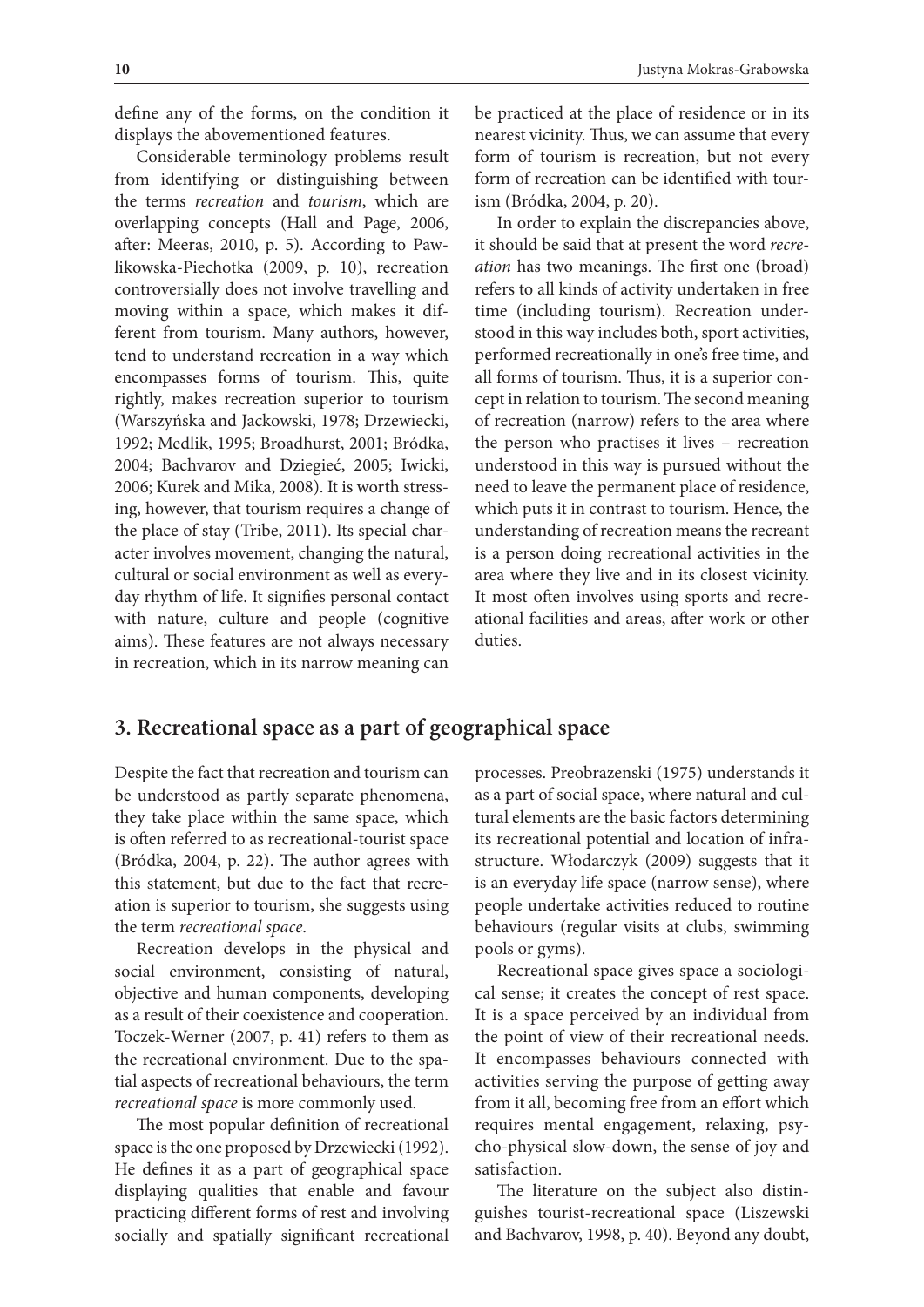define any of the forms, on the condition it displays the abovementioned features.

Considerable terminology problems result from identifying or distinguishing between the terms *recreation* and *tourism*, which are overlapping concepts (Hall and Page, 2006, after: Meeras, 2010, p. 5). According to Pawlikowska-Piechotka (2009, p. 10), recreation controversially does not involve travelling and moving within a space, which makes it different from tourism. Many authors, however, tend to understand recreation in a way which encompasses forms of tourism. This, quite rightly, makes recreation superior to tourism (Warszyńska and Jackowski, 1978; Drzewiecki, 1992; Medlik, 1995; Broadhurst, 2001; Bródka, 2004; Bachvarov and Dziegieć, 2005; Iwicki, 2006; Kurek and Mika, 2008). It is worth stressing, however, that tourism requires a change of the place of stay (Tribe, 2011). Its special character involves movement, changing the natural, cultural or social environment as well as everyday rhythm of life. It signifies personal contact with nature, culture and people (cognitive aims). These features are not always necessary in recreation, which in its narrow meaning can be practiced at the place of residence or in its nearest vicinity. Thus, we can assume that every form of tourism is recreation, but not every form of recreation can be identified with tourism (Bródka, 2004, p. 20).

In order to explain the discrepancies above, it should be said that at present the word *recreation* has two meanings. The first one (broad) refers to all kinds of activity undertaken in free time (including tourism). Recreation understood in this way includes both, sport activities, performed recreationally in one's free time, and all forms of tourism. Thus, it is a superior concept in relation to tourism. The second meaning of recreation (narrow) refers to the area where the person who practises it lives – recreation understood in this way is pursued without the need to leave the permanent place of residence, which puts it in contrast to tourism. Hence, the understanding of recreation means the recreant is a person doing recreational activities in the area where they live and in its closest vicinity. It most often involves using sports and recreational facilities and areas, after work or other duties.

## 3. Recreational space as a part of geographical space

Despite the fact that recreation and tourism can be understood as partly separate phenomena, they take place within the same space, which is often referred to as recreational-tourist space (Bródka, 2004, p. 22). The author agrees with this statement, but due to the fact that recreation is superior to tourism, she suggests using the term *recreational space*.

Recreation develops in the physical and social environment, consisting of natural, objective and human components, developing as a result of their coexistence and cooperation. Toczek-Werner (2007, p. 41) refers to them as the recreational environment. Due to the spatial aspects of recreational behaviours, the term *recreational space* is more commonly used.

The most popular definition of recreational space is the one proposed by Drzewiecki (1992). He defines it as a part of geographical space displaying qualities that enable and favour practicing different forms of rest and involving socially and spatially significant recreational processes. Preobrazenski (1975) understands it as a part of social space, where natural and cultural elements are the basic factors determining its recreational potential and location of infrastructure. Włodarczyk (2009) suggests that it is an everyday life space (narrow sense), where people undertake activities reduced to routine behaviours (regular visits at clubs, swimming pools or gyms).

Recreational space gives space a sociological sense; it creates the concept of rest space. It is a space perceived by an individual from the point of view of their recreational needs. It encompasses behaviours connected with activities serving the purpose of getting away from it all, becoming free from an effort which requires mental engagement, relaxing, psycho-physical slow-down, the sense of joy and satisfaction.

The literature on the subject also distinguishes tourist-recreational space (Liszewski and Bachvarov, 1998, p. 40). Beyond any doubt,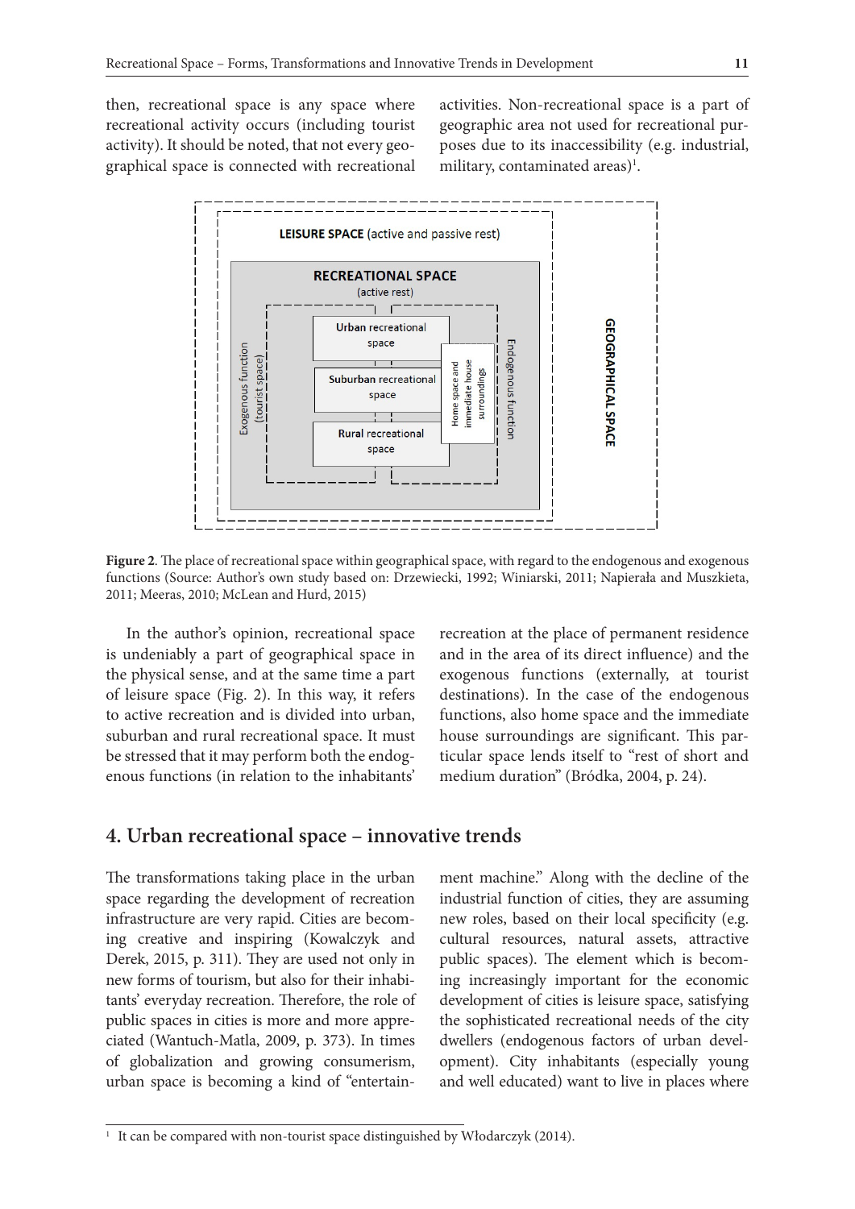then, recreational space is any space where recreational activity occurs (including tourist activity). It should be noted, that not every geographical space is connected with recreational activities. Non-recreational space is a part of geographic area not used for recreational purposes due to its inaccessibility (e.g. industrial, military, contaminated areas)[1].

**Figure 2**. The place of recreational space within geographical space, with regard to the endogenous and exogenous functions (Source: Author's own study based on: Drzewiecki, 1992; Winiarski, 2011; Napierała and Muszkieta, 2011; Meeras, 2010; McLean and Hurd, 2015)

In the author's opinion, recreational space is undeniably a part of geographical space in the physical sense, and at the same time a part of leisure space (Fig. 2). In this way, it refers to active recreation and is divided into urban, suburban and rural recreational space. It must be stressed that it may perform both the endogenous functions (in relation to the inhabitants' recreation at the place of permanent residence and in the area of its direct influence) and the exogenous functions (externally, at tourist destinations). In the case of the endogenous functions, also home space and the immediate house surroundings are significant. This particular space lends itself to "rest of short and medium duration" (Bródka, 2004, p. 24).

## 4. Urban recreational space – innovative trends

The transformations taking place in the urban space regarding the development of recreation infrastructure are very rapid. Cities are becoming creative and inspiring (Kowalczyk and Derek, 2015, p. 311). They are used not only in new forms of tourism, but also for their inhabitants' everyday recreation. Therefore, the role of public spaces in cities is more and more appreciated (Wantuch-Matla, 2009, p. 373). In times of globalization and growing consumerism, urban space is becoming a kind of "entertainment machine." Along with the decline of the industrial function of cities, they are assuming new roles, based on their local specificity (e.g. cultural resources, natural assets, attractive public spaces). The element which is becoming increasingly important for the economic development of cities is leisure space, satisfying the sophisticated recreational needs of the city dwellers (endogenous factors of urban development). City inhabitants (especially young and well educated) want to live in places where

[1] It can be compared with non-tourist space distinguished by Włodarczyk (2014).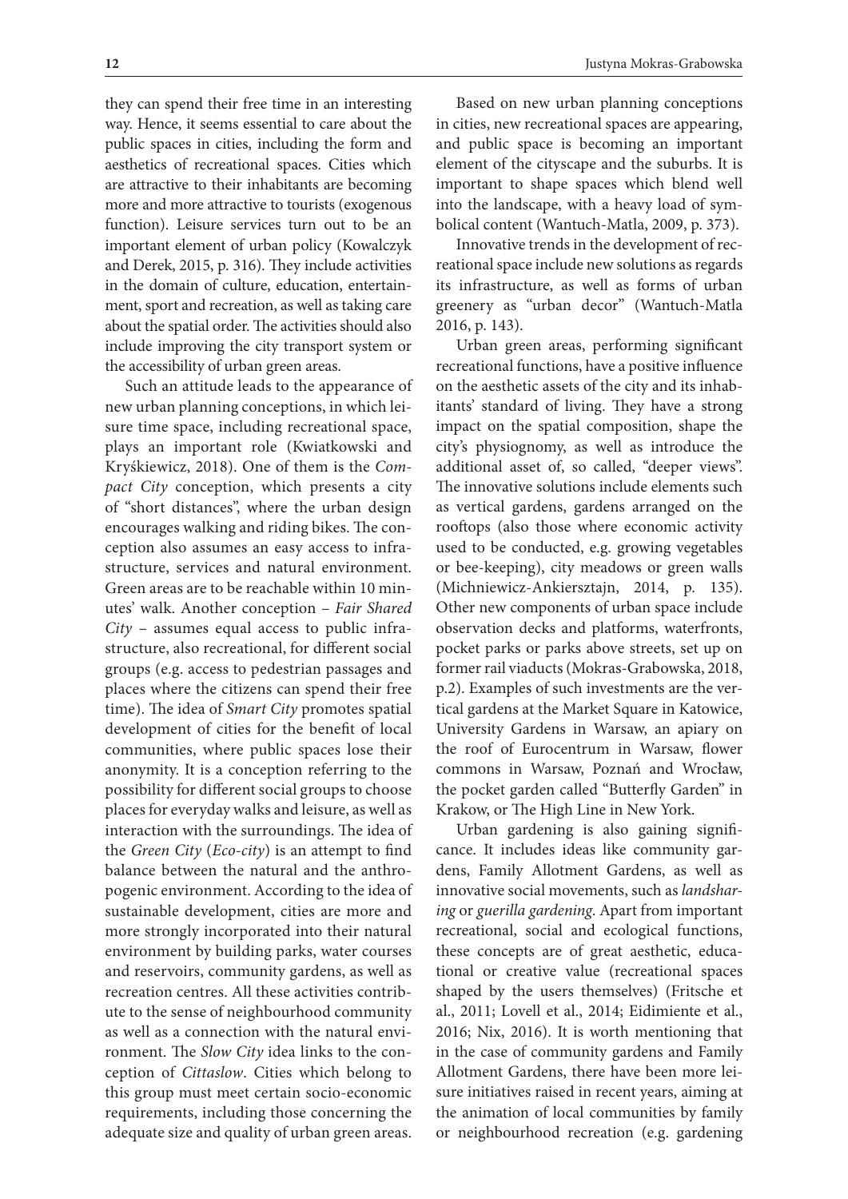they can spend their free time in an interesting way. Hence, it seems essential to care about the public spaces in cities, including the form and aesthetics of recreational spaces. Cities which are attractive to their inhabitants are becoming more and more attractive to tourists (exogenous function). Leisure services turn out to be an important element of urban policy (Kowalczyk and Derek, 2015, p. 316). They include activities in the domain of culture, education, entertainment, sport and recreation, as well as taking care about the spatial order. The activities should also include improving the city transport system or the accessibility of urban green areas.

Such an attitude leads to the appearance of new urban planning conceptions, in which leisure time space, including recreational space, plays an important role (Kwiatkowski and Kryśkiewicz, 2018). One of them is the *Compact City* conception, which presents a city of "short distances", where the urban design encourages walking and riding bikes. The conception also assumes an easy access to infrastructure, services and natural environment. Green areas are to be reachable within 10 minutes' walk. Another conception – *Fair Shared City* – assumes equal access to public infrastructure, also recreational, for different social groups (e.g. access to pedestrian passages and places where the citizens can spend their free time). The idea of *Smart City* promotes spatial development of cities for the benefit of local communities, where public spaces lose their anonymity. It is a conception referring to the possibility for different social groups to choose places for everyday walks and leisure, as well as interaction with the surroundings. The idea of the *Green City* (*Eco-city*) is an attempt to find balance between the natural and the anthropogenic environment. According to the idea of sustainable development, cities are more and more strongly incorporated into their natural environment by building parks, water courses and reservoirs, community gardens, as well as recreation centres. All these activities contribute to the sense of neighbourhood community as well as a connection with the natural environment. The *Slow City* idea links to the conception of *Cittaslow*. Cities which belong to this group must meet certain socio-economic requirements, including those concerning the adequate size and quality of urban green areas.

Based on new urban planning conceptions in cities, new recreational spaces are appearing, and public space is becoming an important element of the cityscape and the suburbs. It is important to shape spaces which blend well into the landscape, with a heavy load of symbolical content (Wantuch-Matla, 2009, p. 373).

Innovative trends in the development of recreational space include new solutions as regards its infrastructure, as well as forms of urban greenery as "urban decor" (Wantuch-Matla 2016, p. 143).

Urban green areas, performing significant recreational functions, have a positive influence on the aesthetic assets of the city and its inhabitants' standard of living. They have a strong impact on the spatial composition, shape the city's physiognomy, as well as introduce the additional asset of, so called, "deeper views". The innovative solutions include elements such as vertical gardens, gardens arranged on the rooftops (also those where economic activity used to be conducted, e.g. growing vegetables or bee-keeping), city meadows or green walls (Michniewicz-Ankiersztajn, 2014, p. 135). Other new components of urban space include observation decks and platforms, waterfronts, pocket parks or parks above streets, set up on former rail viaducts (Mokras-Grabowska, 2018, p.2). Examples of such investments are the vertical gardens at the Market Square in Katowice, University Gardens in Warsaw, an apiary on the roof of Eurocentrum in Warsaw, flower commons in Warsaw, Poznań and Wrocław, the pocket garden called "Butterfly Garden" in Krakow, or The High Line in New York.

Urban gardening is also gaining significance. It includes ideas like community gardens, Family Allotment Gardens, as well as innovative social movements, such as *landsharing* or *guerilla gardening*. Apart from important recreational, social and ecological functions, these concepts are of great aesthetic, educational or creative value (recreational spaces shaped by the users themselves) (Fritsche et al., 2011; Lovell et al., 2014; Eidimiente et al., 2016; Nix, 2016). It is worth mentioning that in the case of community gardens and Family Allotment Gardens, there have been more leisure initiatives raised in recent years, aiming at the animation of local communities by family or neighbourhood recreation (e.g. gardening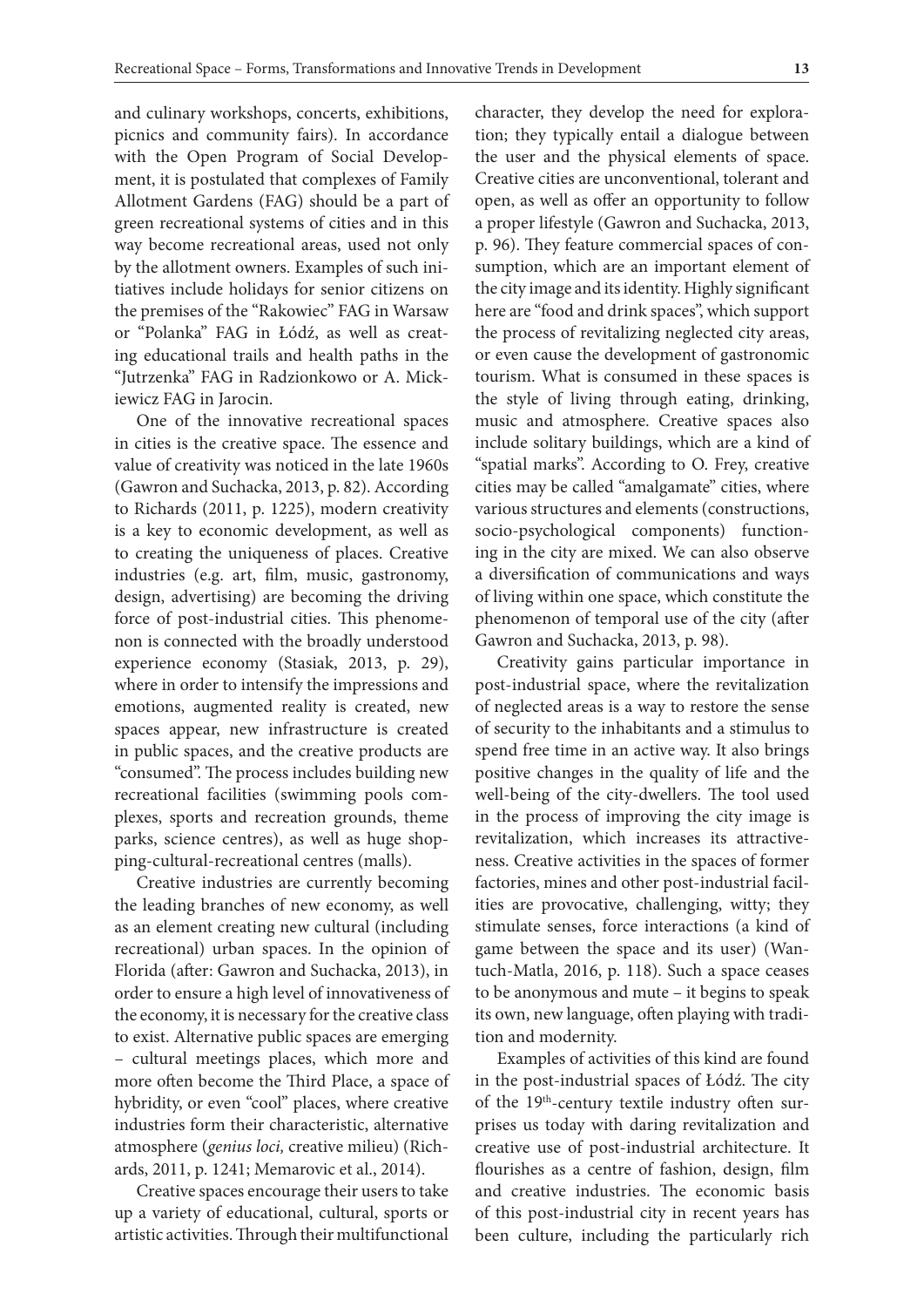and culinary workshops, concerts, exhibitions, picnics and community fairs). In accordance with the Open Program of Social Development, it is postulated that complexes of Family Allotment Gardens (FAG) should be a part of green recreational systems of cities and in this way become recreational areas, used not only by the allotment owners. Examples of such initiatives include holidays for senior citizens on the premises of the "Rakowiec" FAG in Warsaw or "Polanka" FAG in Łódź, as well as creating educational trails and health paths in the "Jutrzenka" FAG in Radzionkowo or A. Mickiewicz FAG in Jarocin.

One of the innovative recreational spaces in cities is the creative space. The essence and value of creativity was noticed in the late 1960s (Gawron and Suchacka, 2013, p. 82). According to Richards (2011, p. 1225), modern creativity is a key to economic development, as well as to creating the uniqueness of places. Creative industries (e.g. art, film, music, gastronomy, design, advertising) are becoming the driving force of post-industrial cities. This phenomenon is connected with the broadly understood experience economy (Stasiak, 2013, p. 29), where in order to intensify the impressions and emotions, augmented reality is created, new spaces appear, new infrastructure is created in public spaces, and the creative products are "consumed". The process includes building new recreational facilities (swimming pools complexes, sports and recreation grounds, theme parks, science centres), as well as huge shopping-cultural-recreational centres (malls).

Creative industries are currently becoming the leading branches of new economy, as well as an element creating new cultural (including recreational) urban spaces. In the opinion of Florida (after: Gawron and Suchacka, 2013), in order to ensure a high level of innovativeness of the economy, it is necessary for the creative class to exist. Alternative public spaces are emerging – cultural meetings places, which more and more often become the Third Place, a space of hybridity, or even "cool" places, where creative industries form their characteristic, alternative atmosphere (*genius loci,* creative milieu) (Richards, 2011, p. 1241; Memarovic et al., 2014).

Creative spaces encourage their users to take up a variety of educational, cultural, sports or artistic activities. Through their multifunctional character, they develop the need for exploration; they typically entail a dialogue between the user and the physical elements of space. Creative cities are unconventional, tolerant and open, as well as offer an opportunity to follow a proper lifestyle (Gawron and Suchacka, 2013, p. 96). They feature commercial spaces of consumption, which are an important element of the city image and its identity. Highly significant here are "food and drink spaces", which support the process of revitalizing neglected city areas, or even cause the development of gastronomic tourism. What is consumed in these spaces is the style of living through eating, drinking, music and atmosphere. Creative spaces also include solitary buildings, which are a kind of "spatial marks". According to O. Frey, creative cities may be called "amalgamate" cities, where various structures and elements (constructions, socio-psychological components) functioning in the city are mixed. We can also observe a diversification of communications and ways of living within one space, which constitute the phenomenon of temporal use of the city (after Gawron and Suchacka, 2013, p. 98).

Creativity gains particular importance in post-industrial space, where the revitalization of neglected areas is a way to restore the sense of security to the inhabitants and a stimulus to spend free time in an active way. It also brings positive changes in the quality of life and the well-being of the city-dwellers. The tool used in the process of improving the city image is revitalization, which increases its attractiveness. Creative activities in the spaces of former factories, mines and other post-industrial facilities are provocative, challenging, witty; they stimulate senses, force interactions (a kind of game between the space and its user) (Wantuch-Matla, 2016, p. 118). Such a space ceases to be anonymous and mute – it begins to speak its own, new language, often playing with tradition and modernity.

Examples of activities of this kind are found in the post-industrial spaces of Łódź. The city of the 19th-century textile industry often surprises us today with daring revitalization and creative use of post-industrial architecture. It flourishes as a centre of fashion, design, film and creative industries. The economic basis of this post-industrial city in recent years has been culture, including the particularly rich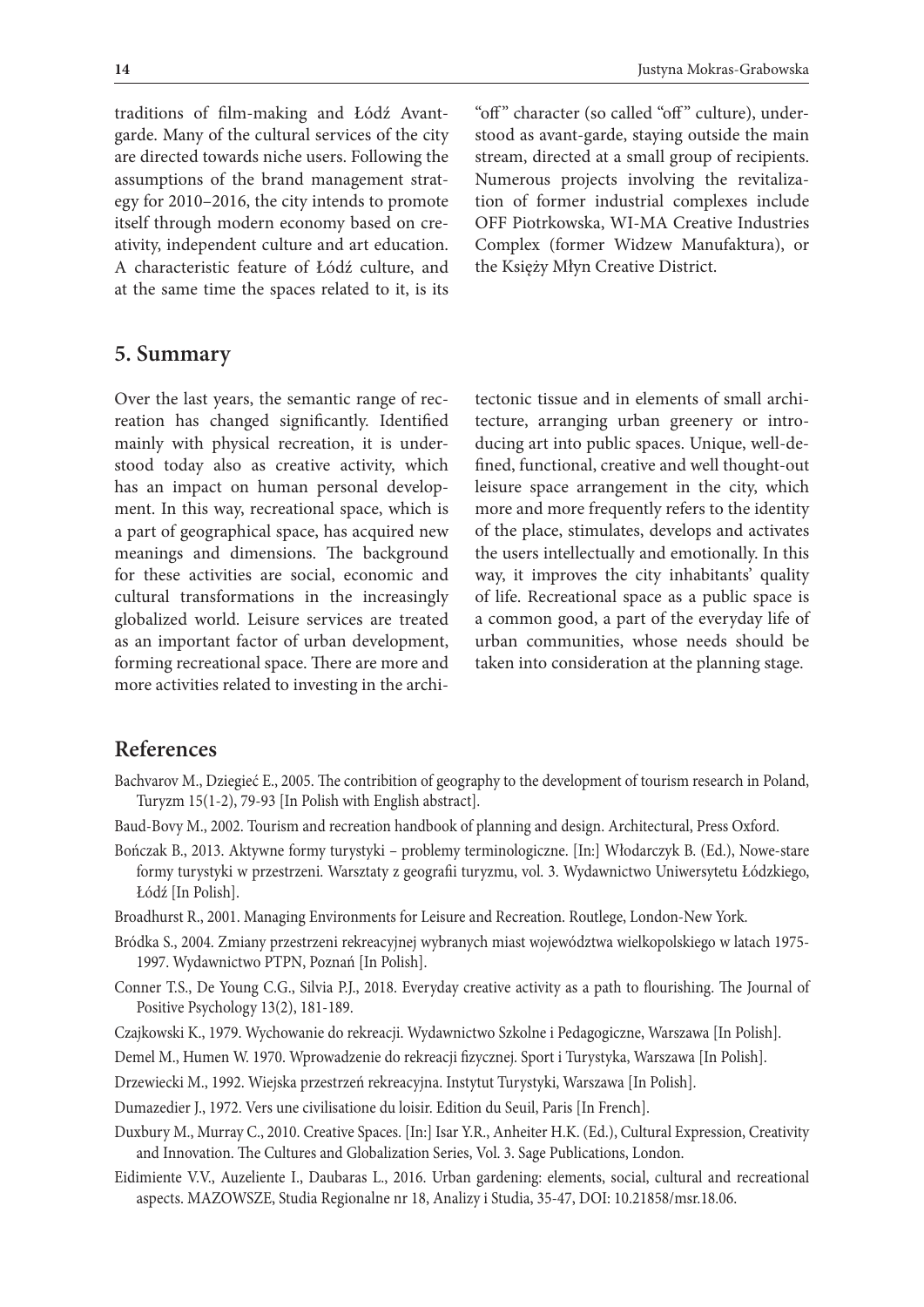traditions of film-making and Łódź Avantgarde. Many of the cultural services of the city are directed towards niche users. Following the assumptions of the brand management strategy for 2010–2016, the city intends to promote itself through modern economy based on creativity, independent culture and art education. A characteristic feature of Łódź culture, and at the same time the spaces related to it, is its "off" character (so called "off" culture), understood as avant-garde, staying outside the main stream, directed at a small group of recipients. Numerous projects involving the revitalization of former industrial complexes include OFF Piotrkowska, WI-MA Creative Industries Complex (former Widzew Manufaktura), or the Księży Młyn Creative District.

## 5. Summary

Over the last years, the semantic range of recreation has changed significantly. Identified mainly with physical recreation, it is understood today also as creative activity, which has an impact on human personal development. In this way, recreational space, which is a part of geographical space, has acquired new meanings and dimensions. The background for these activities are social, economic and cultural transformations in the increasingly globalized world. Leisure services are treated as an important factor of urban development, forming recreational space. There are more and more activities related to investing in the architectonic tissue and in elements of small architecture, arranging urban greenery or introducing art into public spaces. Unique, well-defined, functional, creative and well thought-out leisure space arrangement in the city, which more and more frequently refers to the identity of the place, stimulates, develops and activates the users intellectually and emotionally. In this way, it improves the city inhabitants' quality of life. Recreational space as a public space is a common good, a part of the everyday life of urban communities, whose needs should be taken into consideration at the planning stage.

## References

Bachvarov M., Dziegieć E., 2005. The contribition of geography to the development of tourism research in Poland, Turyzm 15(1-2), 79-93 [In Polish with English abstract].

Baud-Bovy M., 2002. Tourism and recreation handbook of planning and design. Architectural, Press Oxford.

Bończak B., 2013. Aktywne formy turystyki – problemy terminologiczne. [In:] Włodarczyk B. (Ed.), Nowe-stare formy turystyki w przestrzeni. Warsztaty z geografii turyzmu, vol. 3. Wydawnictwo Uniwersytetu Łódzkiego, Łódź [In Polish].

Broadhurst R., 2001. Managing Environments for Leisure and Recreation. Routlege, London-New York.

Bródka S., 2004. Zmiany przestrzeni rekreacyjnej wybranych miast województwa wielkopolskiego w latach 1975-1997. Wydawnictwo PTPN, Poznań [In Polish].

Conner T.S., De Young C.G., Silvia P.J., 2018. Everyday creative activity as a path to flourishing. The Journal of Positive Psychology 13(2), 181-189.

Czajkowski K., 1979. Wychowanie do rekreacji. Wydawnictwo Szkolne i Pedagogiczne, Warszawa [In Polish].

Demel M., Humen W. 1970. Wprowadzenie do rekreacji fizycznej. Sport i Turystyka, Warszawa [In Polish].

Drzewiecki M., 1992. Wiejska przestrzeń rekreacyjna. Instytut Turystyki, Warszawa [In Polish].

Dumazedier J., 1972. Vers une civilisatione du loisir. Edition du Seuil, Paris [In French].

Duxbury M., Murray C., 2010. Creative Spaces. [In:] Isar Y.R., Anheiter H.K. (Ed.), Cultural Expression, Creativity and Innovation. The Cultures and Globalization Series, Vol. 3. Sage Publications, London.

Eidimiente V.V., Auzeliente I., Daubaras L., 2016. Urban gardening: elements, social, cultural and recreational aspects. MAZOWSZE, Studia Regionalne nr 18, Analizy i Studia, 35-47, DOI: 10.21858/msr.18.06.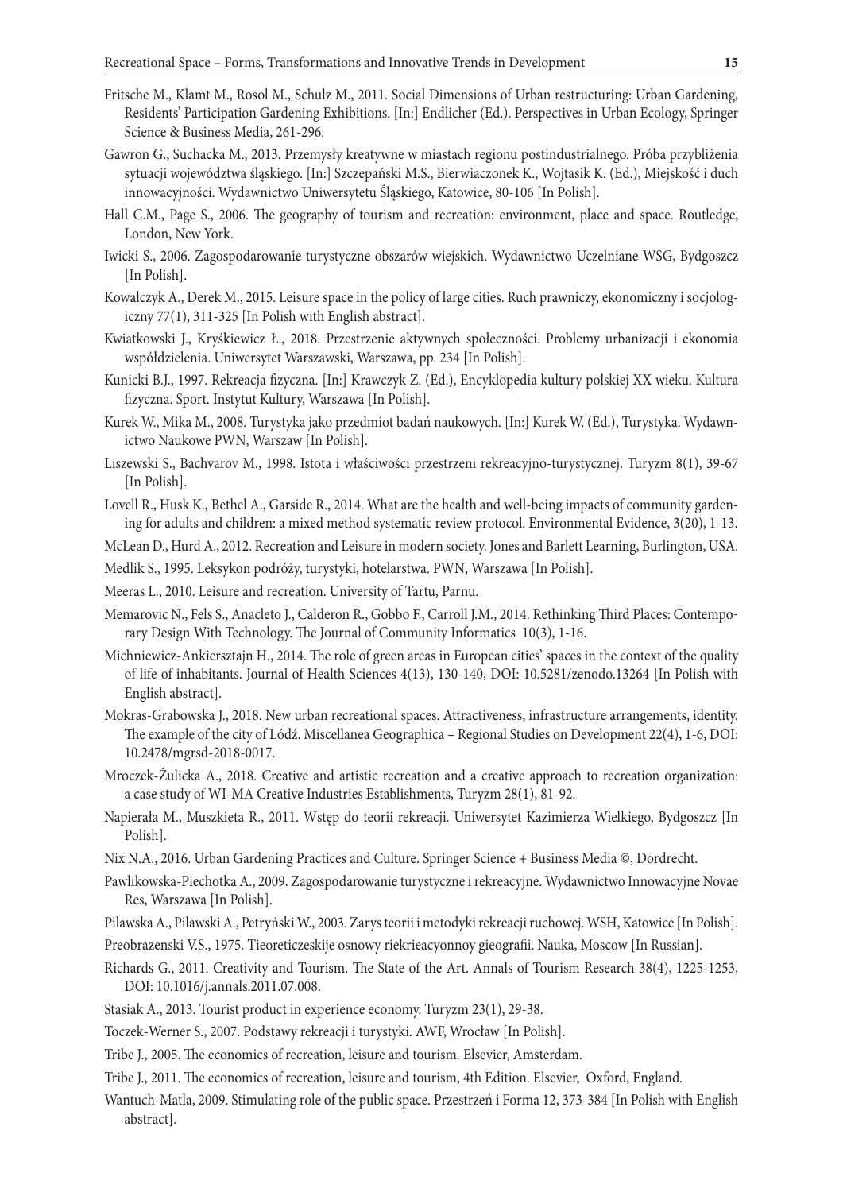Fritsche M., Klamt M., Rosol M., Schulz M., 2011. Social Dimensions of Urban restructuring: Urban Gardening, Residents' Participation Gardening Exhibitions. [In:] Endlicher (Ed.). Perspectives in Urban Ecology, Springer Science & Business Media, 261-296.

Gawron G., Suchacka M., 2013. Przemysły kreatywne w miastach regionu postindustrialnego. Próba przybliżenia sytuacji województwa śląskiego. [In:] Szczepański M.S., Bierwiaczonek K., Wojtasik K. (Ed.), Miejskość i duch innowacyjności. Wydawnictwo Uniwersytetu Śląskiego, Katowice, 80-106 [In Polish].

Hall C.M., Page S., 2006. The geography of tourism and recreation: environment, place and space. Routledge, London, New York.

Iwicki S., 2006. Zagospodarowanie turystyczne obszarów wiejskich. Wydawnictwo Uczelniane WSG, Bydgoszcz [In Polish].

Kowalczyk A., Derek M., 2015. Leisure space in the policy of large cities. Ruch prawniczy, ekonomiczny i socjologiczny 77(1), 311-325 [In Polish with English abstract].

Kwiatkowski J., Kryśkiewicz Ł., 2018. Przestrzenie aktywnych społeczności. Problemy urbanizacji i ekonomia współdzielenia. Uniwersytet Warszawski, Warszawa, pp. 234 [In Polish].

Kunicki B.J., 1997. Rekreacja fizyczna. [In:] Krawczyk Z. (Ed.), Encyklopedia kultury polskiej XX wieku. Kultura fizyczna. Sport. Instytut Kultury, Warszawa [In Polish].

Kurek W., Mika M., 2008. Turystyka jako przedmiot badań naukowych. [In:] Kurek W. (Ed.), Turystyka. Wydawnictwo Naukowe PWN, Warszaw [In Polish].

Liszewski S., Bachvarov M., 1998. Istota i właściwości przestrzeni rekreacyjno-turystycznej. Turyzm 8(1), 39-67 [In Polish].

Lovell R., Husk K., Bethel A., Garside R., 2014. What are the health and well-being impacts of community gardening for adults and children: a mixed method systematic review protocol. Environmental Evidence, 3(20), 1-13.

McLean D., Hurd A., 2012. Recreation and Leisure in modern society. Jones and Barlett Learning, Burlington, USA.

Medlik S., 1995. Leksykon podróży, turystyki, hotelarstwa. PWN, Warszawa [In Polish].

Meeras L., 2010. Leisure and recreation. University of Tartu, Parnu.

Memarovic N., Fels S., Anacleto J., Calderon R., Gobbo F., Carroll J.M., 2014. Rethinking Third Places: Contemporary Design With Technology. The Journal of Community Informatics 10(3), 1-16.

Michniewicz-Ankiersztajn H., 2014. The role of green areas in European cities' spaces in the context of the quality of life of inhabitants. Journal of Health Sciences 4(13), 130-140, DOI: 10.5281/zenodo.13264 [In Polish with English abstract].

Mokras-Grabowska J., 2018. New urban recreational spaces. Attractiveness, infrastructure arrangements, identity. The example of the city of Łódź. Miscellanea Geographica – Regional Studies on Development 22(4), 1-6, DOI: 10.2478/mgrsd-2018-0017.

Mroczek-Żulicka A., 2018. Creative and artistic recreation and a creative approach to recreation organization: a case study of WI-MA Creative Industries Establishments, Turyzm 28(1), 81-92.

Napierała M., Muszkieta R., 2011. Wstęp do teorii rekreacji. Uniwersytet Kazimierza Wielkiego, Bydgoszcz [In Polish].

Nix N.A., 2016. Urban Gardening Practices and Culture. Springer Science + Business Media ©, Dordrecht.

Pawlikowska-Piechotka A., 2009. Zagospodarowanie turystyczne i rekreacyjne. Wydawnictwo Innowacyjne Novae Res, Warszawa [In Polish].

Pilawska A., Pilawski A., Petryński W., 2003. Zarys teorii i metodyki rekreacji ruchowej. WSH, Katowice [In Polish].

Preobrazenski V.S., 1975. Tieoreticzeskije osnowy riekrieacyonnoy gieografii. Nauka, Moscow [In Russian].

Richards G., 2011. Creativity and Tourism. The State of the Art. Annals of Tourism Research 38(4), 1225-1253, DOI: 10.1016/j.annals.2011.07.008.

Stasiak A., 2013. Tourist product in experience economy. Turyzm 23(1), 29-38.

Toczek-Werner S., 2007. Podstawy rekreacji i turystyki. AWF, Wrocław [In Polish].

Tribe J., 2005. The economics of recreation, leisure and tourism. Elsevier, Amsterdam.

Tribe J., 2011. The economics of recreation, leisure and tourism, 4th Edition. Elsevier, Oxford, England.

Wantuch-Matla, 2009. Stimulating role of the public space. Przestrzeń i Forma 12, 373-384 [In Polish with English abstract].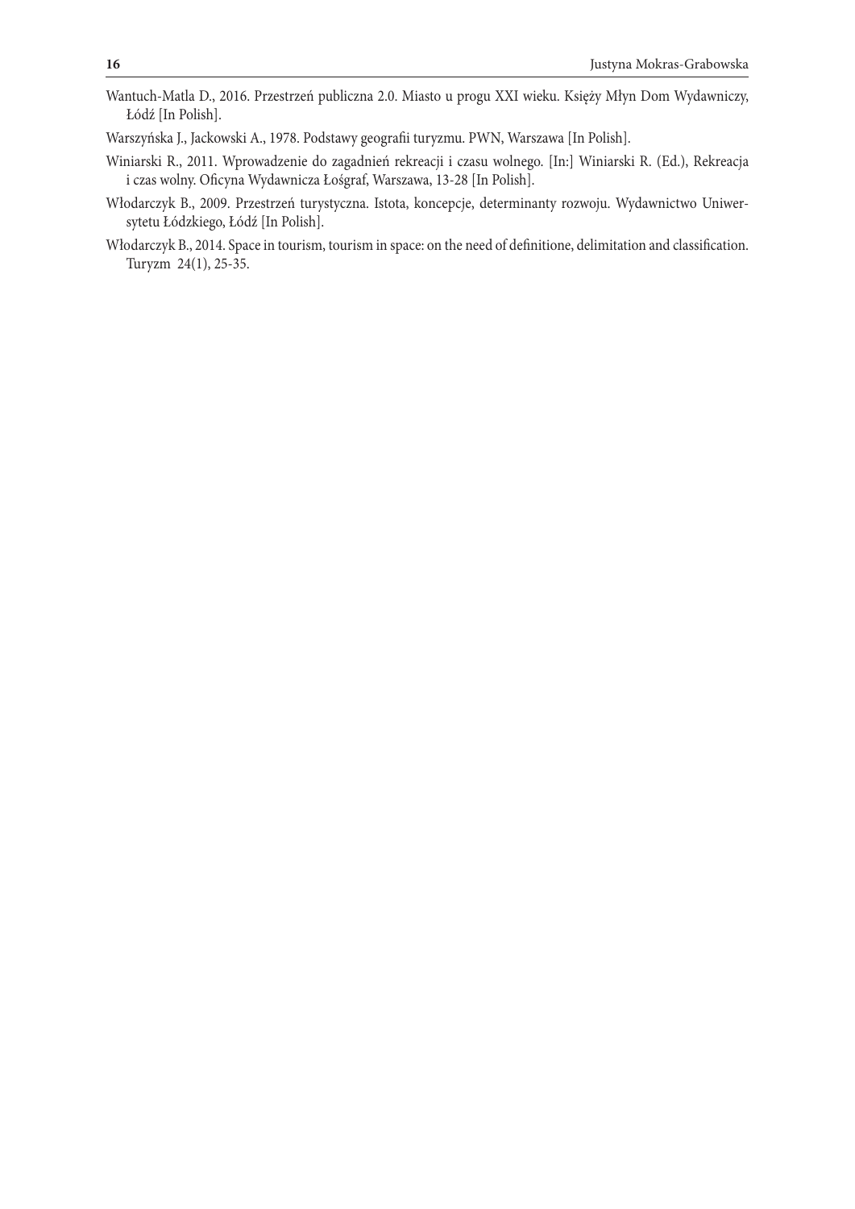Wantuch-Matla D., 2016. Przestrzeń publiczna 2.0. Miasto u progu XXI wieku. Księży Młyn Dom Wydawniczy, Łódź [In Polish].

Warszyńska J., Jackowski A., 1978. Podstawy geografii turyzmu. PWN, Warszawa [In Polish].

Winiarski R., 2011. Wprowadzenie do zagadnień rekreacji i czasu wolnego. [In:] Winiarski R. (Ed.), Rekreacja i czas wolny. Oficyna Wydawnicza Łośgraf, Warszawa, 13-28 [In Polish].

Włodarczyk B., 2009. Przestrzeń turystyczna. Istota, koncepcje, determinanty rozwoju. Wydawnictwo Uniwersytetu Łódzkiego, Łódź [In Polish].

Włodarczyk B., 2014. Space in tourism, tourism in space: on the need of definitione, delimitation and classification. Turyzm 24(1), 25-35.